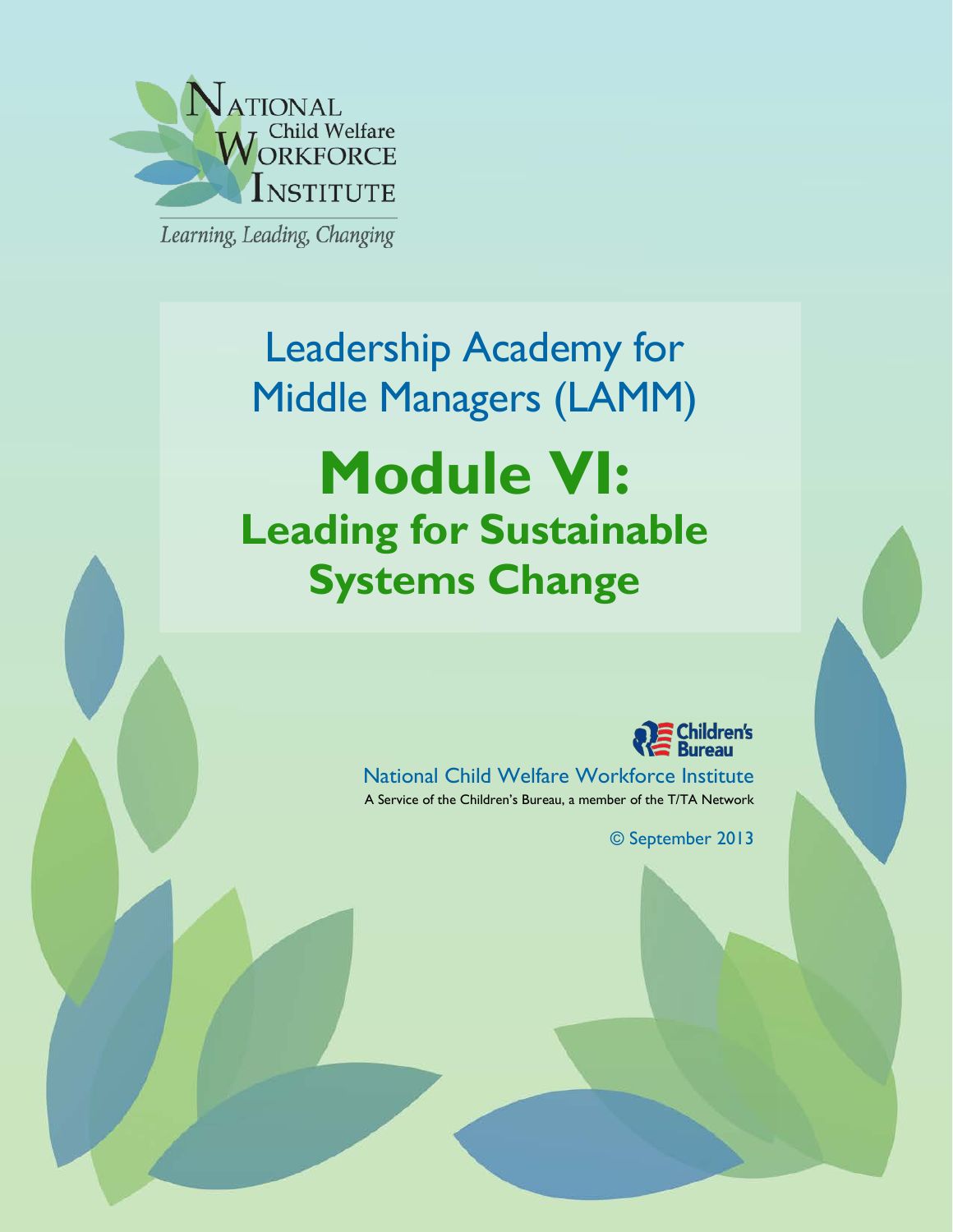NATIONAL Child Welfare WORKFORCE INSTITUTE

*Learning, Leading, Changing*

# Leadership Academy for Middle Managers (LAMM)

# Module VI: Leading for Sustainable Systems Change

Children's Bureau

National Child Welfare Workforce Institute

A Service of the Children's Bureau, a member of the T/TA Network

© September 2013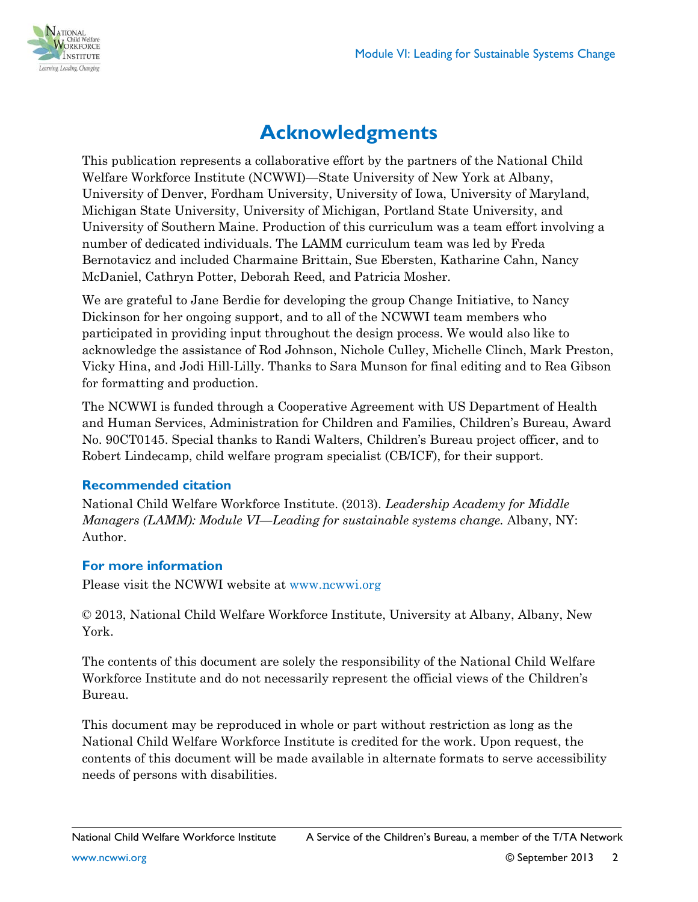# Acknowledgments

This publication represents a collaborative effort by the partners of the National Child Welfare Workforce Institute (NCWWI)—State University of New York at Albany, University of Denver, Fordham University, University of Iowa, University of Maryland, Michigan State University, University of Michigan, Portland State University, and University of Southern Maine. Production of this curriculum was a team effort involving a number of dedicated individuals. The LAMM curriculum team was led by Freda Bernotavicz and included Charmaine Brittain, Sue Ebersten, Katharine Cahn, Nancy McDaniel, Cathryn Potter, Deborah Reed, and Patricia Mosher.

We are grateful to Jane Berdie for developing the group Change Initiative, to Nancy Dickinson for her ongoing support, and to all of the NCWWI team members who participated in providing input throughout the design process. We would also like to acknowledge the assistance of Rod Johnson, Nichole Culley, Michelle Clinch, Mark Preston, Vicky Hina, and Jodi Hill-Lilly. Thanks to Sara Munson for final editing and to Rea Gibson for formatting and production.

The NCWWI is funded through a Cooperative Agreement with US Department of Health and Human Services, Administration for Children and Families, Children's Bureau, Award No. 90CT0145. Special thanks to Randi Walters, Children's Bureau project officer, and to Robert Lindecamp, child welfare program specialist (CB/ICF), for their support.

### Recommended citation

National Child Welfare Workforce Institute. (2013). *Leadership Academy for Middle Managers (LAMM): Module VI—Leading for sustainable systems change.* Albany, NY: Author.

### For more information

Please visit the NCWWI website at www.ncwwi.org

© 2013, National Child Welfare Workforce Institute, University at Albany, Albany, New York.

The contents of this document are solely the responsibility of the National Child Welfare Workforce Institute and do not necessarily represent the official views of the Children's Bureau.

This document may be reproduced in whole or part without restriction as long as the National Child Welfare Workforce Institute is credited for the work. Upon request, the contents of this document will be made available in alternate formats to serve accessibility needs of persons with disabilities.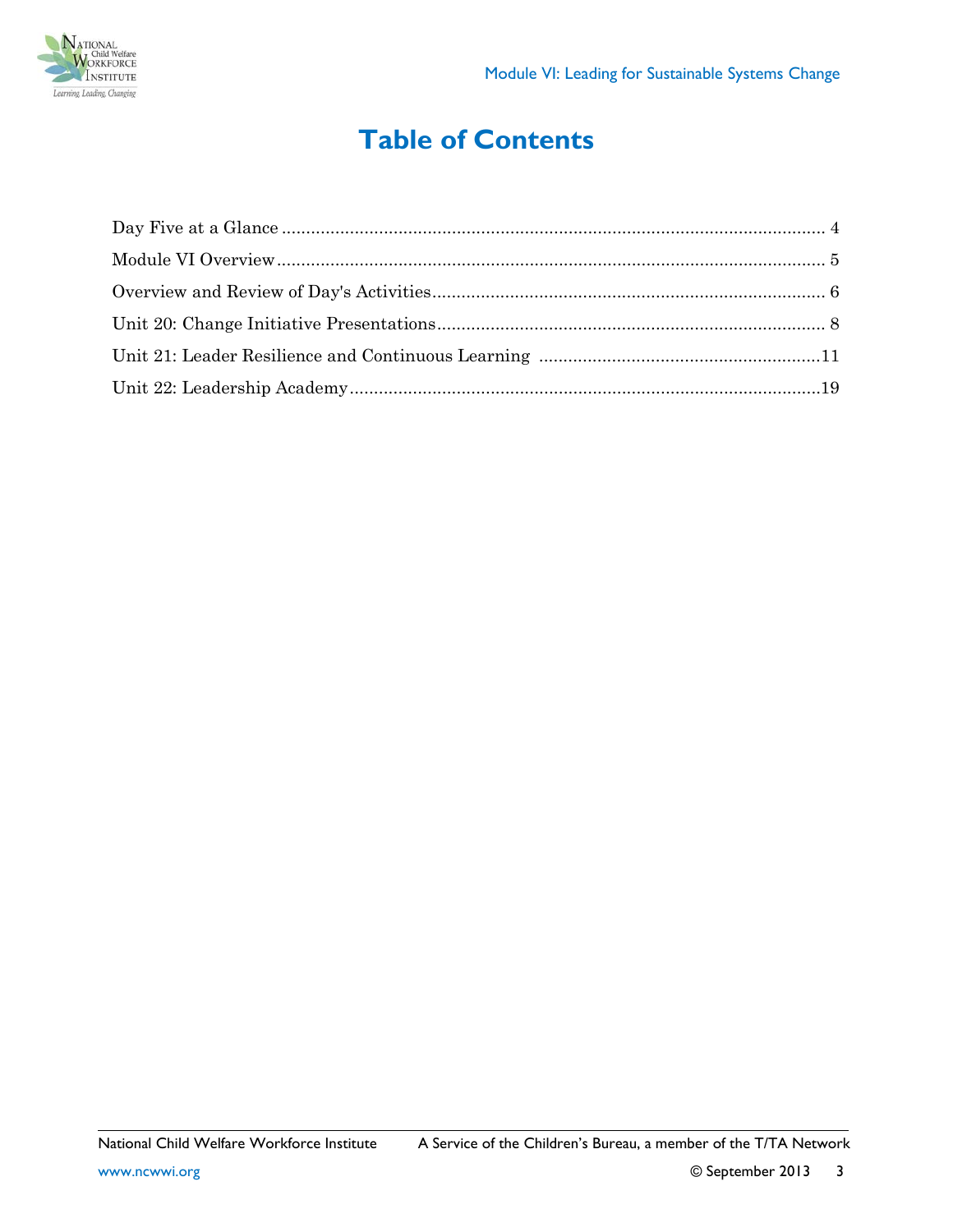# Table of Contents

Day Five at a Glance ........................................................................................................ 4

Module VI Overview ........................................................................................................ 5

Overview and Review of Day's Activities ........................................................................ 6

Unit 20: Change Initiative Presentations ........................................................................ 8

Unit 21: Leader Resilience and Continuous Learning .................................................... 11

Unit 22: Leadership Academy ........................................................................................ 19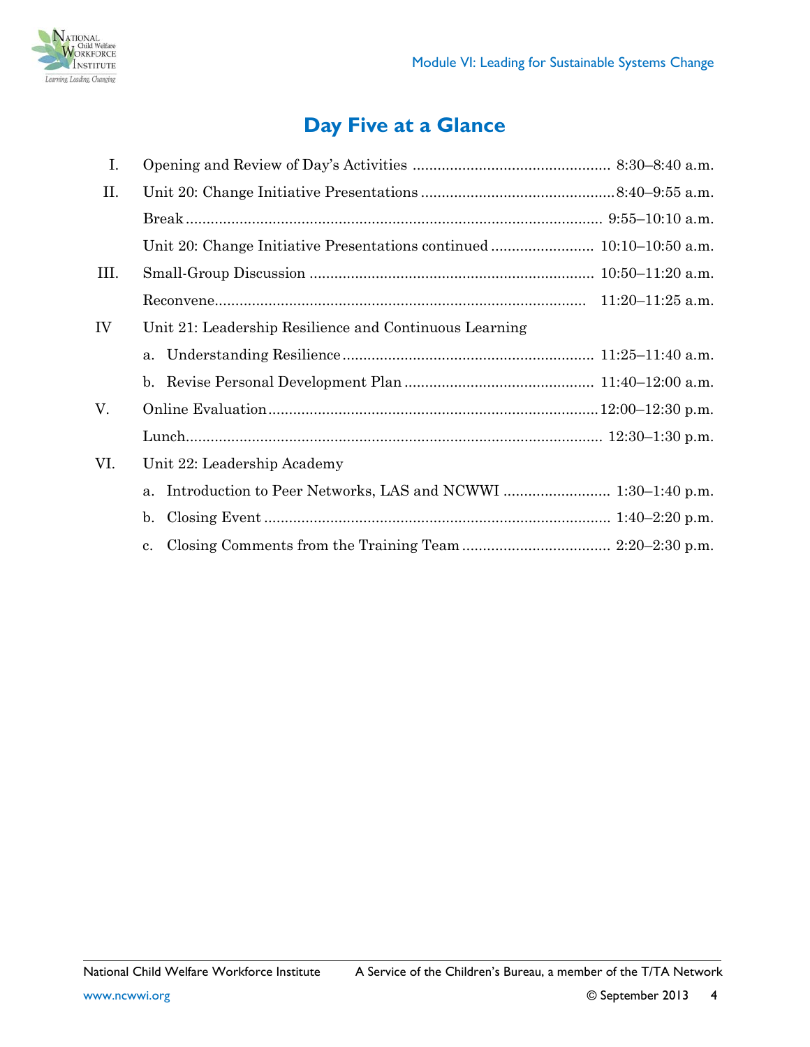# Day Five at a Glance

| | | |
|---|---|---|
| I. | Opening and Review of Day's Activities | 8:30–8:40 a.m. |
| II. | Unit 20: Change Initiative Presentations | 8:40–9:55 a.m. |
| | Break | 9:55–10:10 a.m. |
| | Unit 20: Change Initiative Presentations continued | 10:10–10:50 a.m. |
| III. | Small-Group Discussion | 10:50–11:20 a.m. |
| | Reconvene | 11:20–11:25 a.m. |
| IV | Unit 21: Leadership Resilience and Continuous Learning | |
| | a. Understanding Resilience | 11:25–11:40 a.m. |
| | b. Revise Personal Development Plan | 11:40–12:00 a.m. |
| V. | Online Evaluation | 12:00–12:30 p.m. |
| | Lunch | 12:30–1:30 p.m. |
| VI. | Unit 22: Leadership Academy | |
| | a. Introduction to Peer Networks, LAS and NCWWI | 1:30–1:40 p.m. |
| | b. Closing Event | 1:40–2:20 p.m. |
| | c. Closing Comments from the Training Team | 2:20–2:30 p.m. |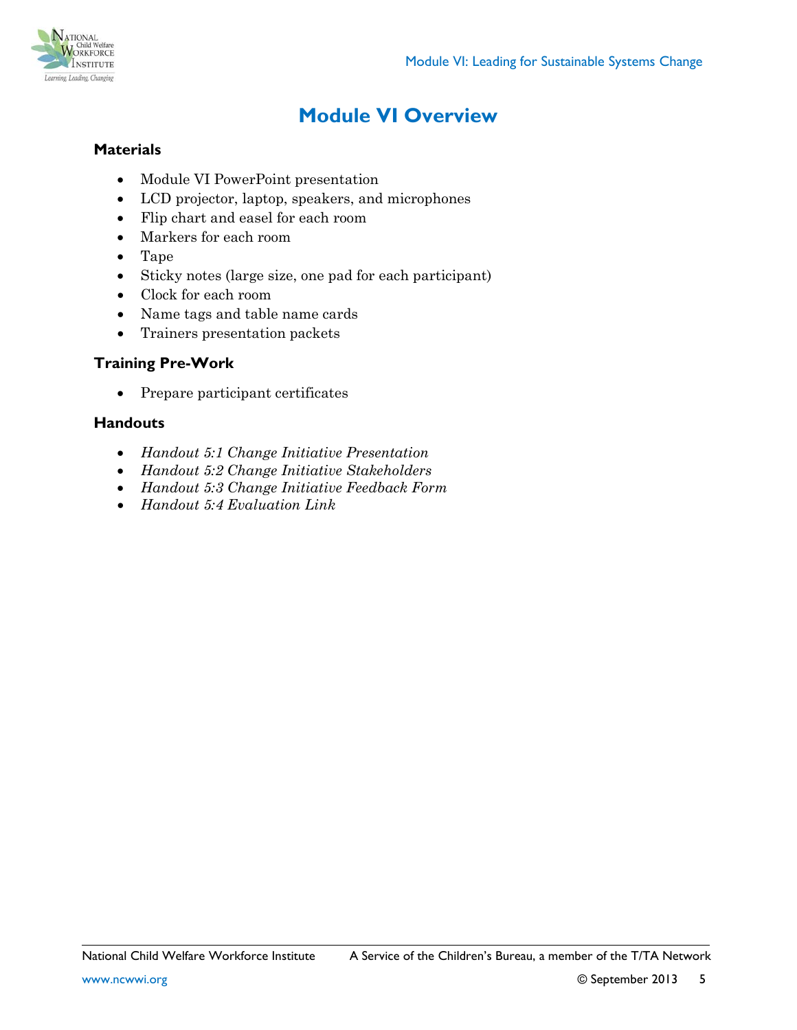# Module VI Overview

### Materials

- Module VI PowerPoint presentation
- LCD projector, laptop, speakers, and microphones
- Flip chart and easel for each room
- Markers for each room
- Tape
- Sticky notes (large size, one pad for each participant)
- Clock for each room
- Name tags and table name cards
- Trainers presentation packets

### Training Pre-Work

- Prepare participant certificates

### Handouts

- *Handout 5:1 Change Initiative Presentation*
- *Handout 5:2 Change Initiative Stakeholders*
- *Handout 5:3 Change Initiative Feedback Form*
- *Handout 5:4 Evaluation Link*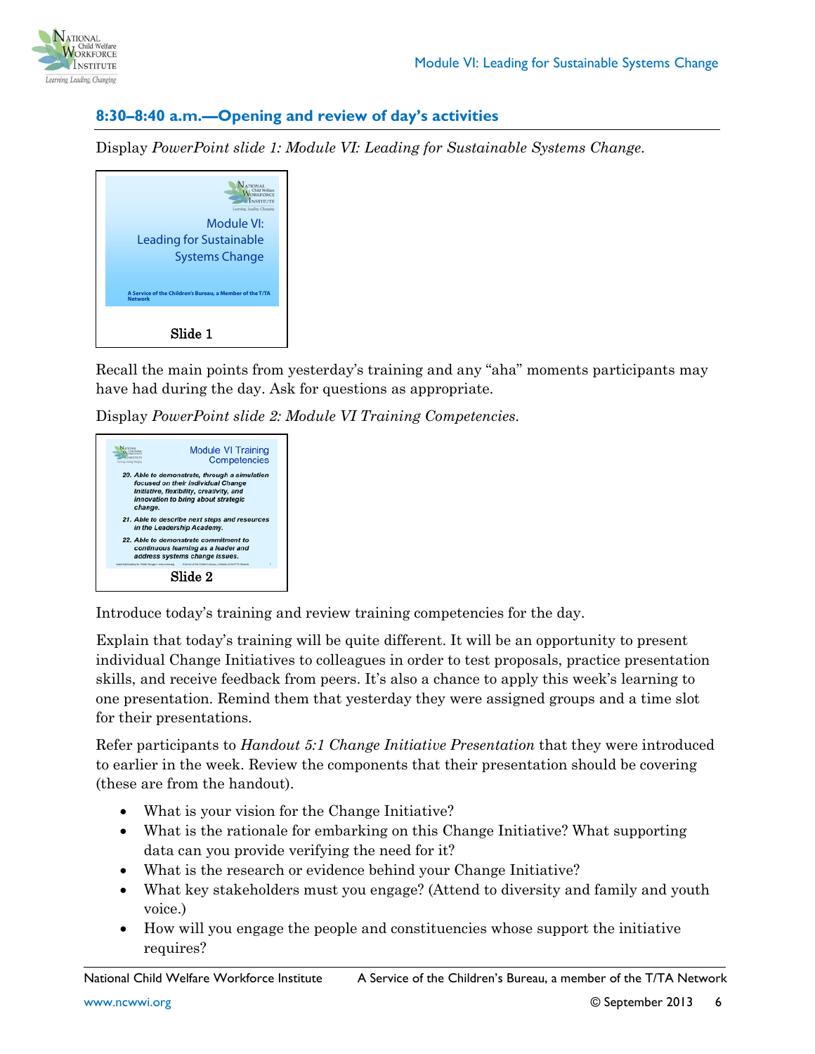## 8:30–8:40 a.m.—Opening and review of day's activities

Display *PowerPoint slide 1: Module VI: Leading for Sustainable Systems Change.*

Slide 1

Recall the main points from yesterday's training and any "aha" moments participants may have had during the day. Ask for questions as appropriate.

Display *PowerPoint slide 2: Module VI Training Competencies.*

Slide 2

Introduce today's training and review training competencies for the day.

Explain that today's training will be quite different. It will be an opportunity to present individual Change Initiatives to colleagues in order to test proposals, practice presentation skills, and receive feedback from peers. It's also a chance to apply this week's learning to one presentation. Remind them that yesterday they were assigned groups and a time slot for their presentations.

Refer participants to *Handout 5:1 Change Initiative Presentation* that they were introduced to earlier in the week. Review the components that their presentation should be covering (these are from the handout).

- What is your vision for the Change Initiative?
- What is the rationale for embarking on this Change Initiative? What supporting data can you provide verifying the need for it?
- What is the research or evidence behind your Change Initiative?
- What key stakeholders must you engage? (Attend to diversity and family and youth voice.)
- How will you engage the people and constituencies whose support the initiative requires?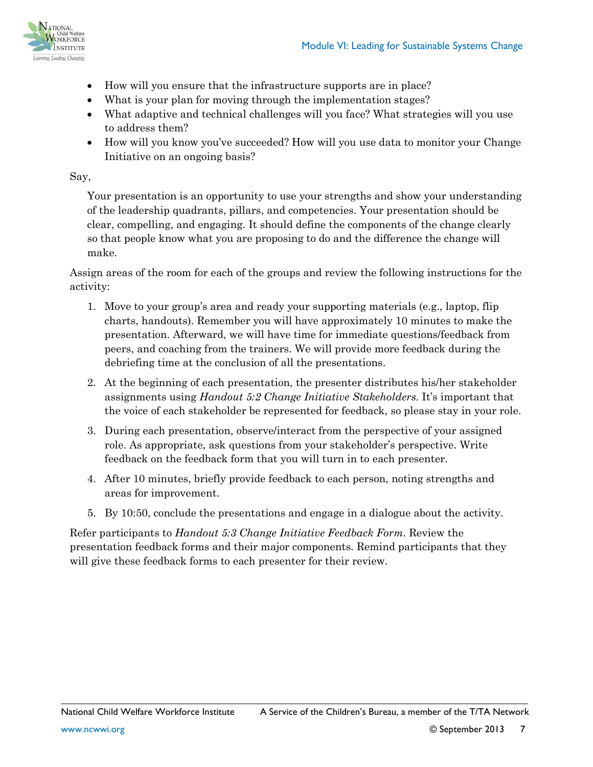- How will you ensure that the infrastructure supports are in place?
- What is your plan for moving through the implementation stages?
- What adaptive and technical challenges will you face? What strategies will you use to address them?
- How will you know you've succeeded? How will you use data to monitor your Change Initiative on an ongoing basis?

Say,

> Your presentation is an opportunity to use your strengths and show your understanding of the leadership quadrants, pillars, and competencies. Your presentation should be clear, compelling, and engaging. It should define the components of the change clearly so that people know what you are proposing to do and the difference the change will make.

Assign areas of the room for each of the groups and review the following instructions for the activity:

1. Move to your group's area and ready your supporting materials (e.g., laptop, flip charts, handouts). Remember you will have approximately 10 minutes to make the presentation. Afterward, we will have time for immediate questions/feedback from peers, and coaching from the trainers. We will provide more feedback during the debriefing time at the conclusion of all the presentations.

2. At the beginning of each presentation, the presenter distributes his/her stakeholder assignments using *Handout 5:2 Change Initiative Stakeholders*. It's important that the voice of each stakeholder be represented for feedback, so please stay in your role.

3. During each presentation, observe/interact from the perspective of your assigned role. As appropriate, ask questions from your stakeholder's perspective. Write feedback on the feedback form that you will turn in to each presenter.

4. After 10 minutes, briefly provide feedback to each person, noting strengths and areas for improvement.

5. By 10:50, conclude the presentations and engage in a dialogue about the activity.

Refer participants to *Handout 5:3 Change Initiative Feedback Form*. Review the presentation feedback forms and their major components. Remind participants that they will give these feedback forms to each presenter for their review.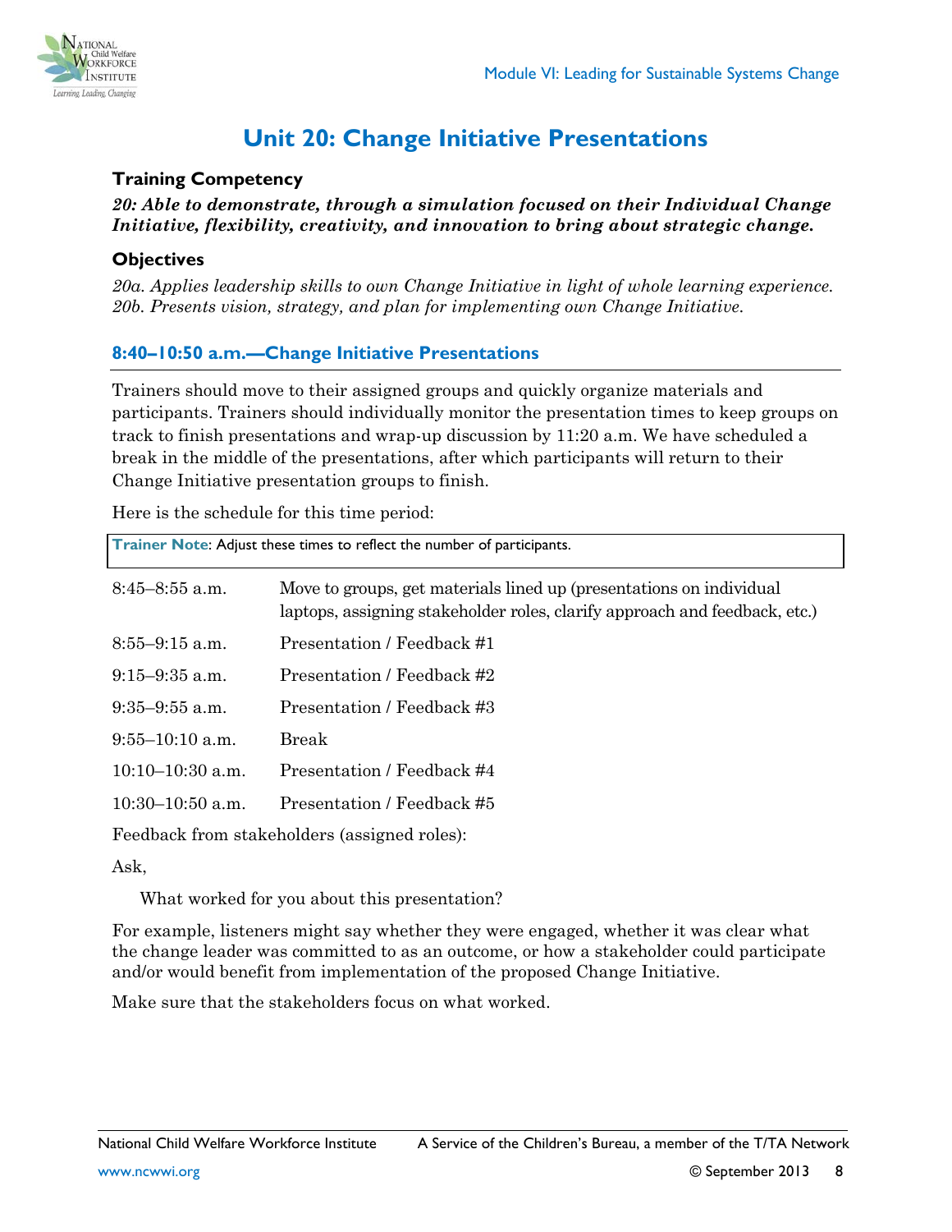# Unit 20: Change Initiative Presentations

### Training Competency

***20: Able to demonstrate, through a simulation focused on their Individual Change Initiative, flexibility, creativity, and innovation to bring about strategic change.***

### Objectives

*20a. Applies leadership skills to own Change Initiative in light of whole learning experience.*
*20b. Presents vision, strategy, and plan for implementing own Change Initiative.*

## 8:40–10:50 a.m.—Change Initiative Presentations

Trainers should move to their assigned groups and quickly organize materials and participants. Trainers should individually monitor the presentation times to keep groups on track to finish presentations and wrap-up discussion by 11:20 a.m. We have scheduled a break in the middle of the presentations, after which participants will return to their Change Initiative presentation groups to finish.

Here is the schedule for this time period:

> **Trainer Note**: Adjust these times to reflect the number of participants.

| | |
|---|---|
| 8:45–8:55 a.m. | Move to groups, get materials lined up (presentations on individual laptops, assigning stakeholder roles, clarify approach and feedback, etc.) |
| 8:55–9:15 a.m. | Presentation / Feedback #1 |
| 9:15–9:35 a.m. | Presentation / Feedback #2 |
| 9:35–9:55 a.m. | Presentation / Feedback #3 |
| 9:55–10:10 a.m. | Break |
| 10:10–10:30 a.m. | Presentation / Feedback #4 |
| 10:30–10:50 a.m. | Presentation / Feedback #5 |

Feedback from stakeholders (assigned roles):

Ask,

> What worked for you about this presentation?

For example, listeners might say whether they were engaged, whether it was clear what the change leader was committed to as an outcome, or how a stakeholder could participate and/or would benefit from implementation of the proposed Change Initiative.

Make sure that the stakeholders focus on what worked.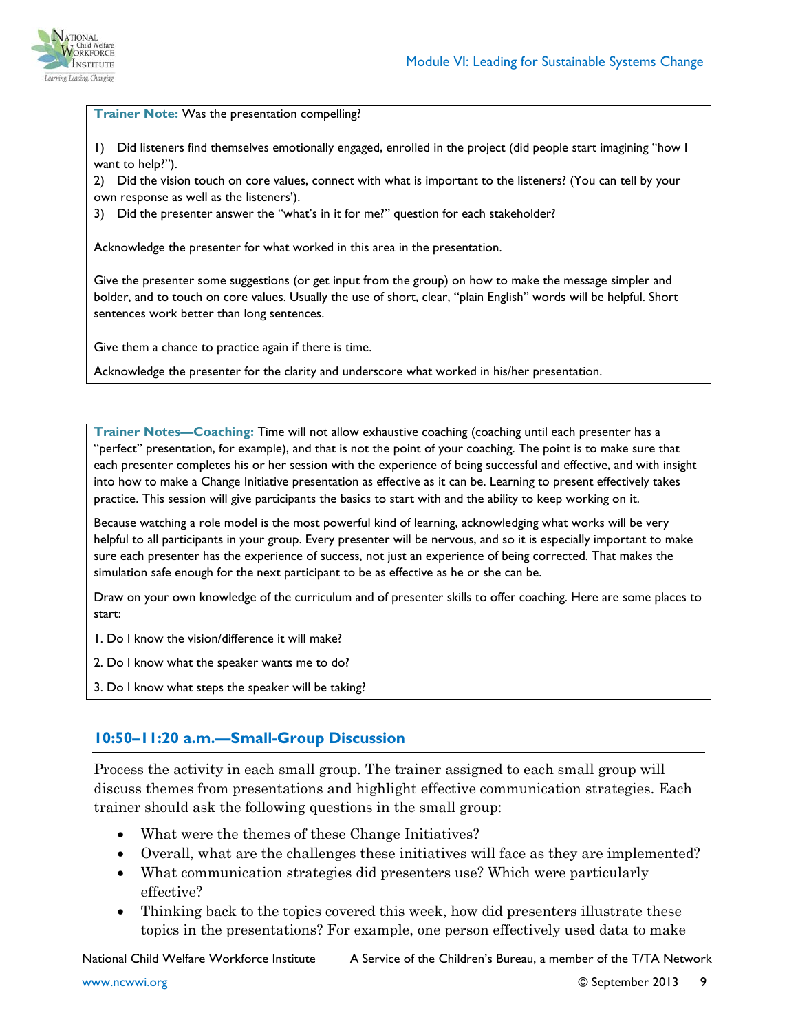**Trainer Note:** Was the presentation compelling?

1) Did listeners find themselves emotionally engaged, enrolled in the project (did people start imagining "how I want to help?").
2) Did the vision touch on core values, connect with what is important to the listeners? (You can tell by your own response as well as the listeners').
3) Did the presenter answer the "what's in it for me?" question for each stakeholder?

Acknowledge the presenter for what worked in this area in the presentation.

Give the presenter some suggestions (or get input from the group) on how to make the message simpler and bolder, and to touch on core values. Usually the use of short, clear, "plain English" words will be helpful. Short sentences work better than long sentences.

Give them a chance to practice again if there is time.

Acknowledge the presenter for the clarity and underscore what worked in his/her presentation.

**Trainer Notes—Coaching:** Time will not allow exhaustive coaching (coaching until each presenter has a "perfect" presentation, for example), and that is not the point of your coaching. The point is to make sure that each presenter completes his or her session with the experience of being successful and effective, and with insight into how to make a Change Initiative presentation as effective as it can be. Learning to present effectively takes practice. This session will give participants the basics to start with and the ability to keep working on it.

Because watching a role model is the most powerful kind of learning, acknowledging what works will be very helpful to all participants in your group. Every presenter will be nervous, and so it is especially important to make sure each presenter has the experience of success, not just an experience of being corrected. That makes the simulation safe enough for the next participant to be as effective as he or she can be.

Draw on your own knowledge of the curriculum and of presenter skills to offer coaching. Here are some places to start:

1. Do I know the vision/difference it will make?

2. Do I know what the speaker wants me to do?

3. Do I know what steps the speaker will be taking?

## 10:50–11:20 a.m.—Small-Group Discussion

Process the activity in each small group. The trainer assigned to each small group will discuss themes from presentations and highlight effective communication strategies. Each trainer should ask the following questions in the small group:

- What were the themes of these Change Initiatives?
- Overall, what are the challenges these initiatives will face as they are implemented?
- What communication strategies did presenters use? Which were particularly effective?
- Thinking back to the topics covered this week, how did presenters illustrate these topics in the presentations? For example, one person effectively used data to make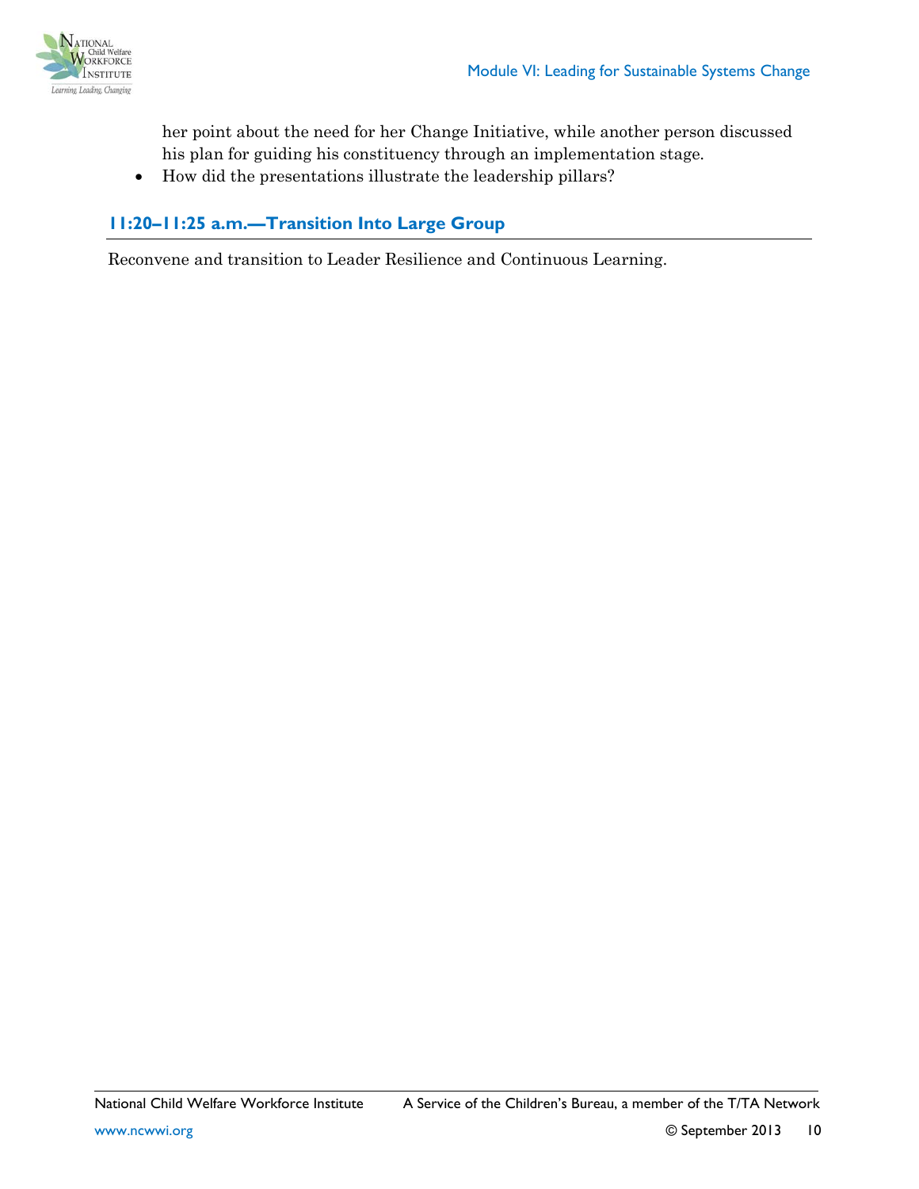her point about the need for her Change Initiative, while another person discussed his plan for guiding his constituency through an implementation stage.

- How did the presentations illustrate the leadership pillars?

### 11:20–11:25 a.m.—Transition Into Large Group

Reconvene and transition to Leader Resilience and Continuous Learning.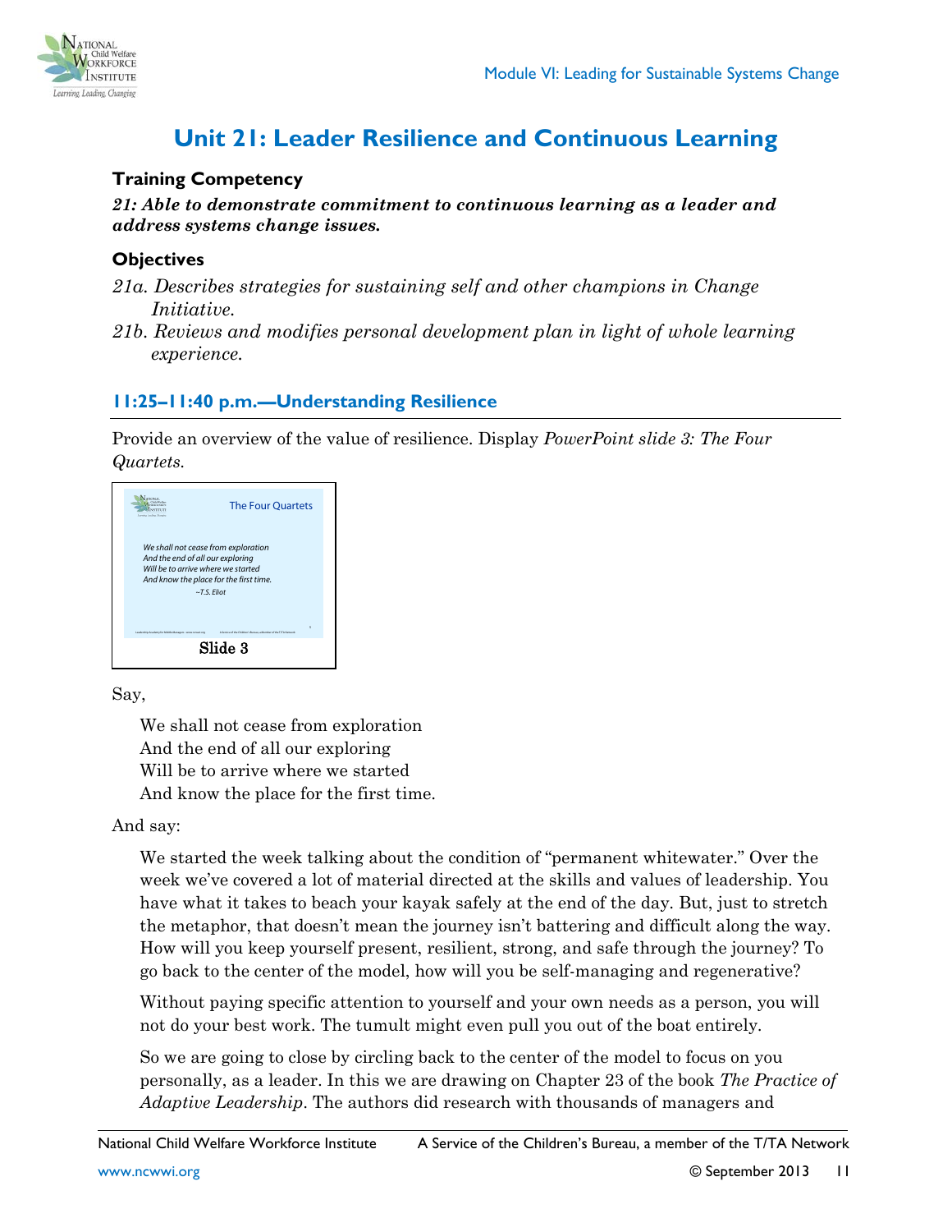# Unit 21: Leader Resilience and Continuous Learning

**Training Competency**

***21: Able to demonstrate commitment to continuous learning as a leader and address systems change issues.***

**Objectives**

*21a. Describes strategies for sustaining self and other champions in Change Initiative.*

*21b. Reviews and modifies personal development plan in light of whole learning experience.*

## 11:25–11:40 p.m.—Understanding Resilience

Provide an overview of the value of resilience. Display *PowerPoint slide 3: The Four Quartets.*

Slide 3

Say,

> We shall not cease from exploration
> And the end of all our exploring
> Will be to arrive where we started
> And know the place for the first time.

And say:

> We started the week talking about the condition of "permanent whitewater." Over the week we've covered a lot of material directed at the skills and values of leadership. You have what it takes to beach your kayak safely at the end of the day. But, just to stretch the metaphor, that doesn't mean the journey isn't battering and difficult along the way. How will you keep yourself present, resilient, strong, and safe through the journey? To go back to the center of the model, how will you be self-managing and regenerative?
>
> Without paying specific attention to yourself and your own needs as a person, you will not do your best work. The tumult might even pull you out of the boat entirely.
>
> So we are going to close by circling back to the center of the model to focus on you personally, as a leader. In this we are drawing on Chapter 23 of the book *The Practice of Adaptive Leadership*. The authors did research with thousands of managers and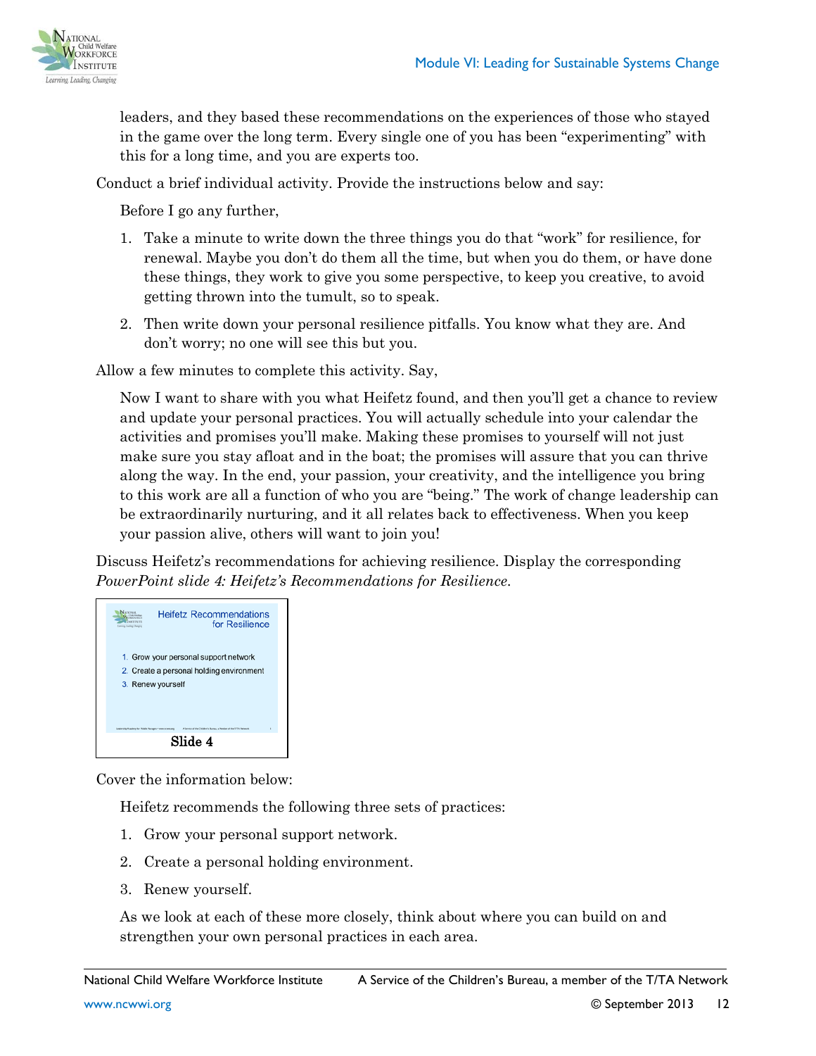leaders, and they based these recommendations on the experiences of those who stayed in the game over the long term. Every single one of you has been "experimenting" with this for a long time, and you are experts too.

Conduct a brief individual activity. Provide the instructions below and say:

Before I go any further,

1. Take a minute to write down the three things you do that "work" for resilience, for renewal. Maybe you don't do them all the time, but when you do them, or have done these things, they work to give you some perspective, to keep you creative, to avoid getting thrown into the tumult, so to speak.

2. Then write down your personal resilience pitfalls. You know what they are. And don't worry; no one will see this but you.

Allow a few minutes to complete this activity. Say,

Now I want to share with you what Heifetz found, and then you'll get a chance to review and update your personal practices. You will actually schedule into your calendar the activities and promises you'll make. Making these promises to yourself will not just make sure you stay afloat and in the boat; the promises will assure that you can thrive along the way. In the end, your passion, your creativity, and the intelligence you bring to this work are all a function of who you are "being." The work of change leadership can be extraordinarily nurturing, and it all relates back to effectiveness. When you keep your passion alive, others will want to join you!

Discuss Heifetz's recommendations for achieving resilience. Display the corresponding *PowerPoint slide 4: Heifetz's Recommendations for Resilience.*

Heifetz Recommendations for Resilience

1. Grow your personal support network
2. Create a personal holding environment
3. Renew yourself

Slide 4

Cover the information below:

Heifetz recommends the following three sets of practices:

1. Grow your personal support network.

2. Create a personal holding environment.

3. Renew yourself.

As we look at each of these more closely, think about where you can build on and strengthen your own personal practices in each area.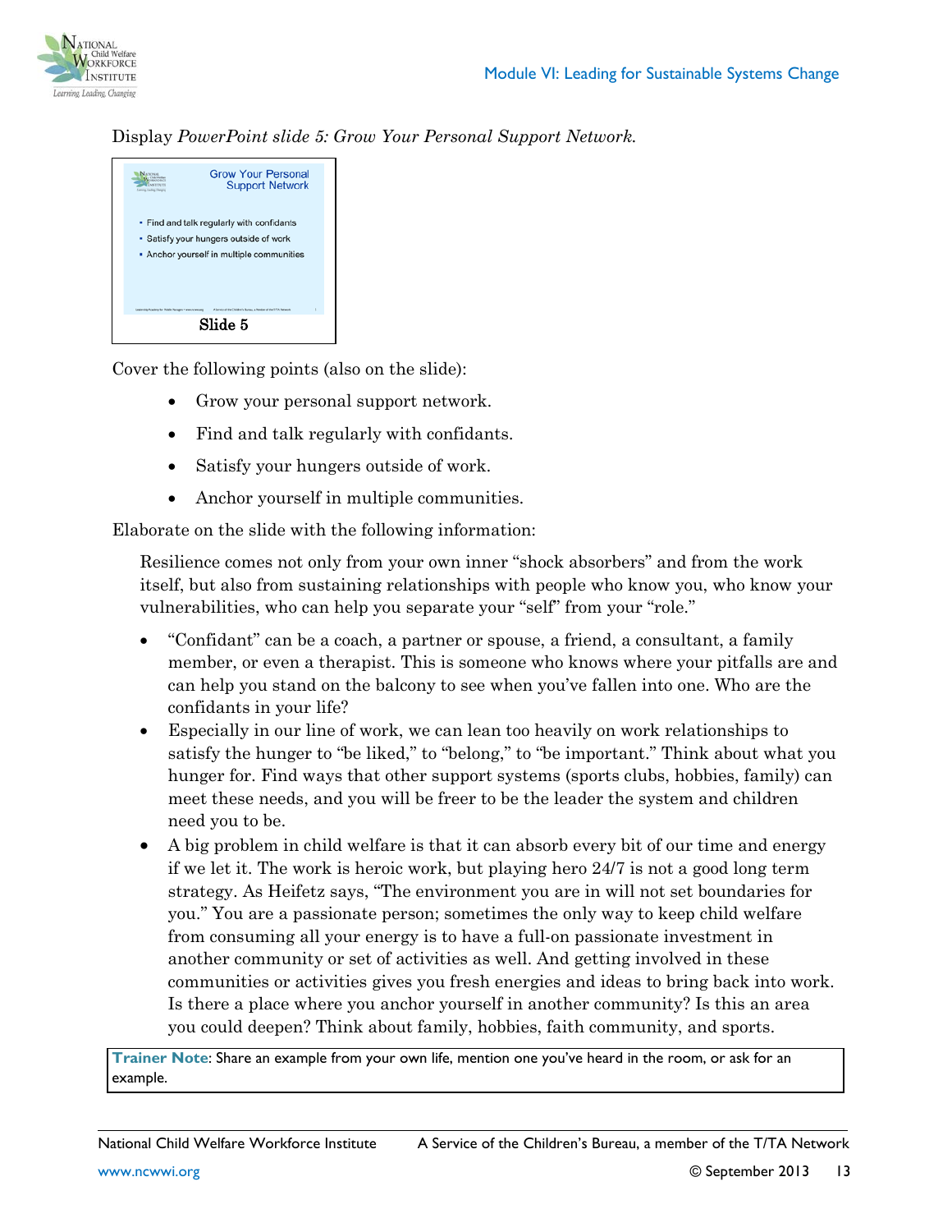Display *PowerPoint slide 5: Grow Your Personal Support Network.*

Slide 5

Cover the following points (also on the slide):

- Grow your personal support network.
- Find and talk regularly with confidants.
- Satisfy your hungers outside of work.
- Anchor yourself in multiple communities.

Elaborate on the slide with the following information:

Resilience comes not only from your own inner "shock absorbers" and from the work itself, but also from sustaining relationships with people who know you, who know your vulnerabilities, who can help you separate your "self" from your "role."

- "Confidant" can be a coach, a partner or spouse, a friend, a consultant, a family member, or even a therapist. This is someone who knows where your pitfalls are and can help you stand on the balcony to see when you've fallen into one. Who are the confidants in your life?
- Especially in our line of work, we can lean too heavily on work relationships to satisfy the hunger to "be liked," to "belong," to "be important." Think about what you hunger for. Find ways that other support systems (sports clubs, hobbies, family) can meet these needs, and you will be freer to be the leader the system and children need you to be.
- A big problem in child welfare is that it can absorb every bit of our time and energy if we let it. The work is heroic work, but playing hero 24/7 is not a good long term strategy. As Heifetz says, "The environment you are in will not set boundaries for you." You are a passionate person; sometimes the only way to keep child welfare from consuming all your energy is to have a full-on passionate investment in another community or set of activities as well. And getting involved in these communities or activities gives you fresh energies and ideas to bring back into work. Is there a place where you anchor yourself in another community? Is this an area you could deepen? Think about family, hobbies, faith community, and sports.

**Trainer Note**: Share an example from your own life, mention one you've heard in the room, or ask for an example.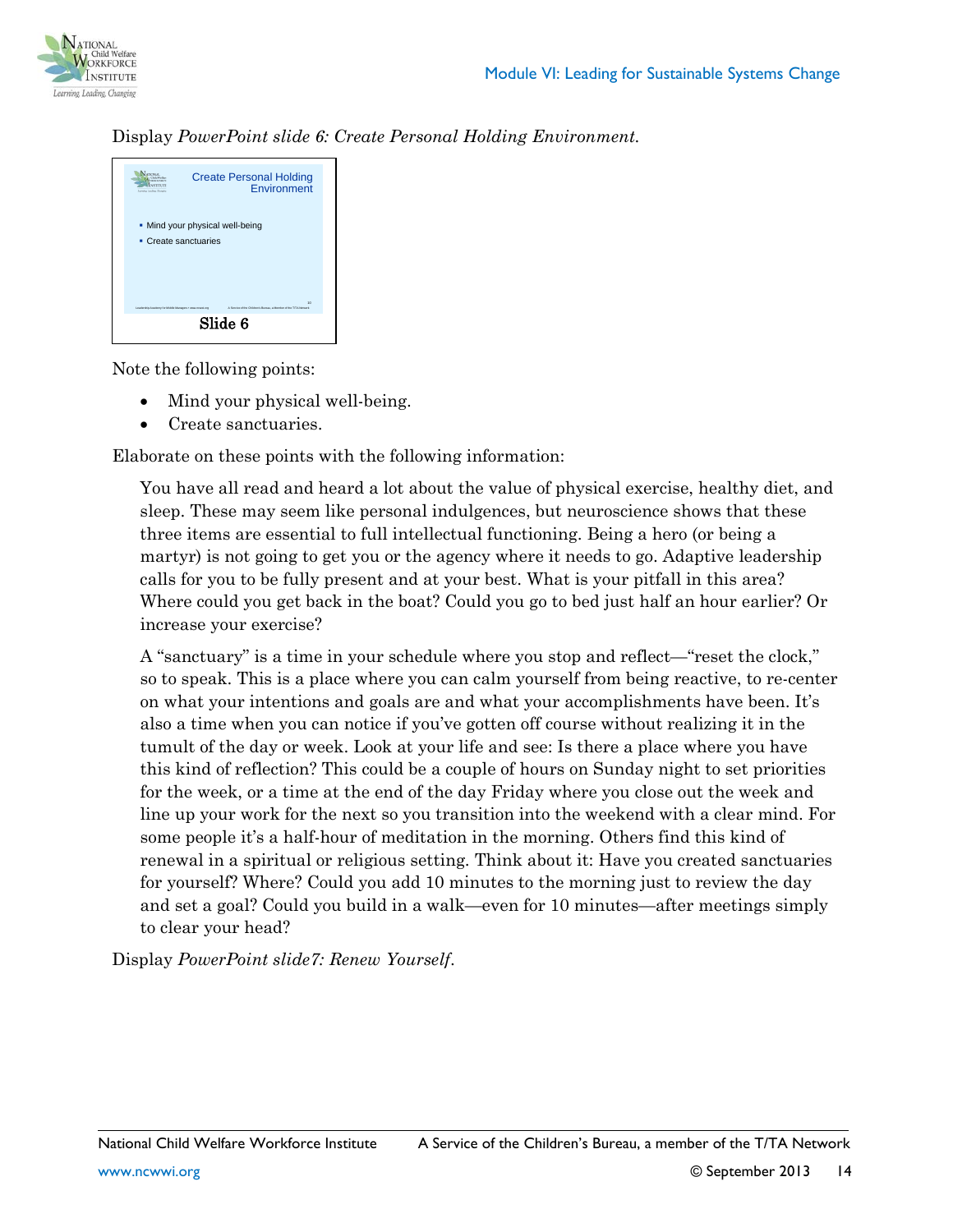Display *PowerPoint slide 6: Create Personal Holding Environment.*

Create Personal Holding Environment

- Mind your physical well-being
- Create sanctuaries

Slide 6

Note the following points:

- Mind your physical well-being.
- Create sanctuaries.

Elaborate on these points with the following information:

> You have all read and heard a lot about the value of physical exercise, healthy diet, and sleep. These may seem like personal indulgences, but neuroscience shows that these three items are essential to full intellectual functioning. Being a hero (or being a martyr) is not going to get you or the agency where it needs to go. Adaptive leadership calls for you to be fully present and at your best. What is your pitfall in this area? Where could you get back in the boat? Could you go to bed just half an hour earlier? Or increase your exercise?
>
> A "sanctuary" is a time in your schedule where you stop and reflect—"reset the clock," so to speak. This is a place where you can calm yourself from being reactive, to re-center on what your intentions and goals are and what your accomplishments have been. It's also a time when you can notice if you've gotten off course without realizing it in the tumult of the day or week. Look at your life and see: Is there a place where you have this kind of reflection? This could be a couple of hours on Sunday night to set priorities for the week, or a time at the end of the day Friday where you close out the week and line up your work for the next so you transition into the weekend with a clear mind. For some people it's a half-hour of meditation in the morning. Others find this kind of renewal in a spiritual or religious setting. Think about it: Have you created sanctuaries for yourself? Where? Could you add 10 minutes to the morning just to review the day and set a goal? Could you build in a walk—even for 10 minutes—after meetings simply to clear your head?

Display *PowerPoint slide7: Renew Yourself*.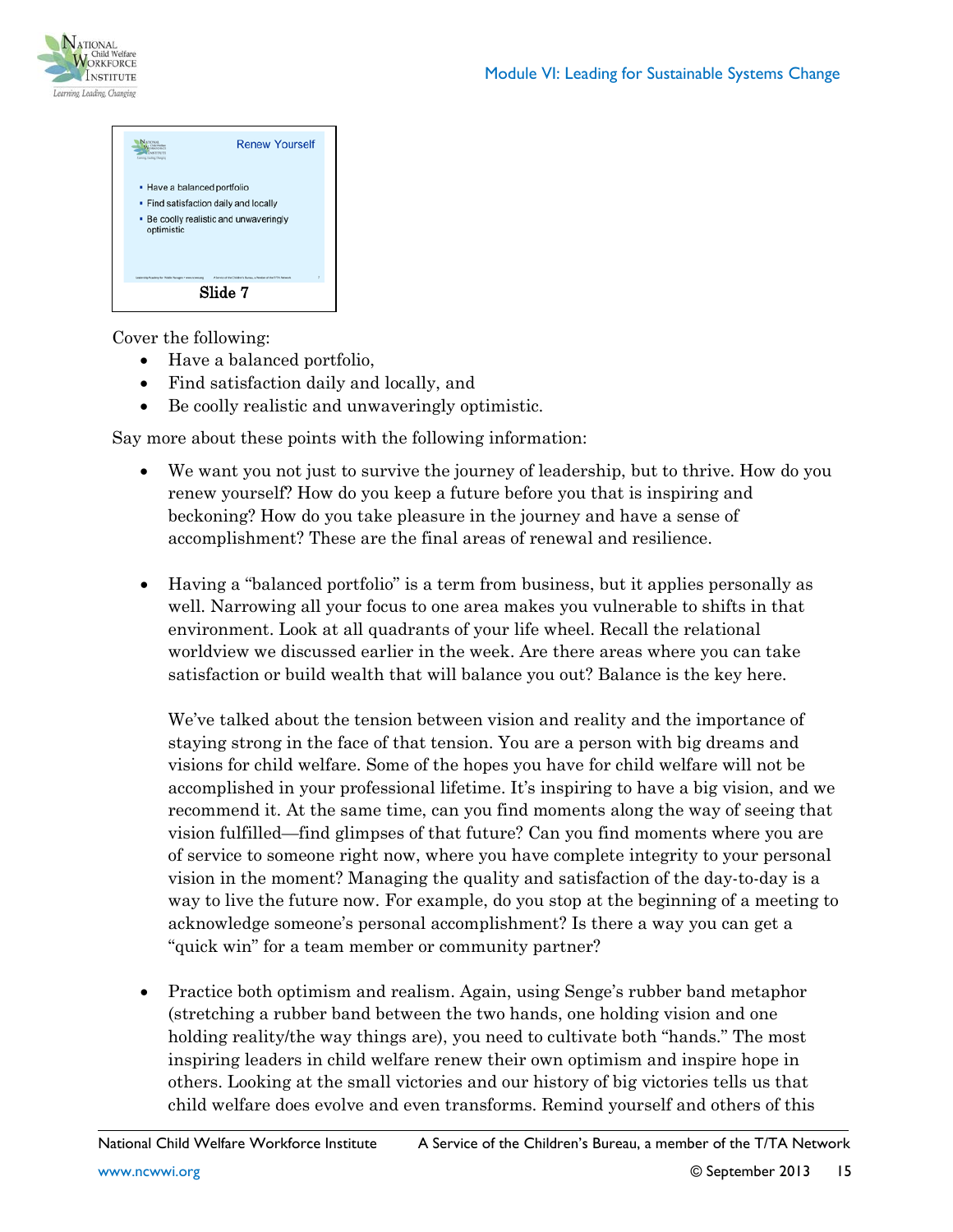Slide 7

Cover the following:

- Have a balanced portfolio,
- Find satisfaction daily and locally, and
- Be coolly realistic and unwaveringly optimistic.

Say more about these points with the following information:

- We want you not just to survive the journey of leadership, but to thrive. How do you renew yourself? How do you keep a future before you that is inspiring and beckoning? How do you take pleasure in the journey and have a sense of accomplishment? These are the final areas of renewal and resilience.

- Having a "balanced portfolio" is a term from business, but it applies personally as well. Narrowing all your focus to one area makes you vulnerable to shifts in that environment. Look at all quadrants of your life wheel. Recall the relational worldview we discussed earlier in the week. Are there areas where you can take satisfaction or build wealth that will balance you out? Balance is the key here.

  We've talked about the tension between vision and reality and the importance of staying strong in the face of that tension. You are a person with big dreams and visions for child welfare. Some of the hopes you have for child welfare will not be accomplished in your professional lifetime. It's inspiring to have a big vision, and we recommend it. At the same time, can you find moments along the way of seeing that vision fulfilled—find glimpses of that future? Can you find moments where you are of service to someone right now, where you have complete integrity to your personal vision in the moment? Managing the quality and satisfaction of the day-to-day is a way to live the future now. For example, do you stop at the beginning of a meeting to acknowledge someone's personal accomplishment? Is there a way you can get a "quick win" for a team member or community partner?

- Practice both optimism and realism. Again, using Senge's rubber band metaphor (stretching a rubber band between the two hands, one holding vision and one holding reality/the way things are), you need to cultivate both "hands." The most inspiring leaders in child welfare renew their own optimism and inspire hope in others. Looking at the small victories and our history of big victories tells us that child welfare does evolve and even transforms. Remind yourself and others of this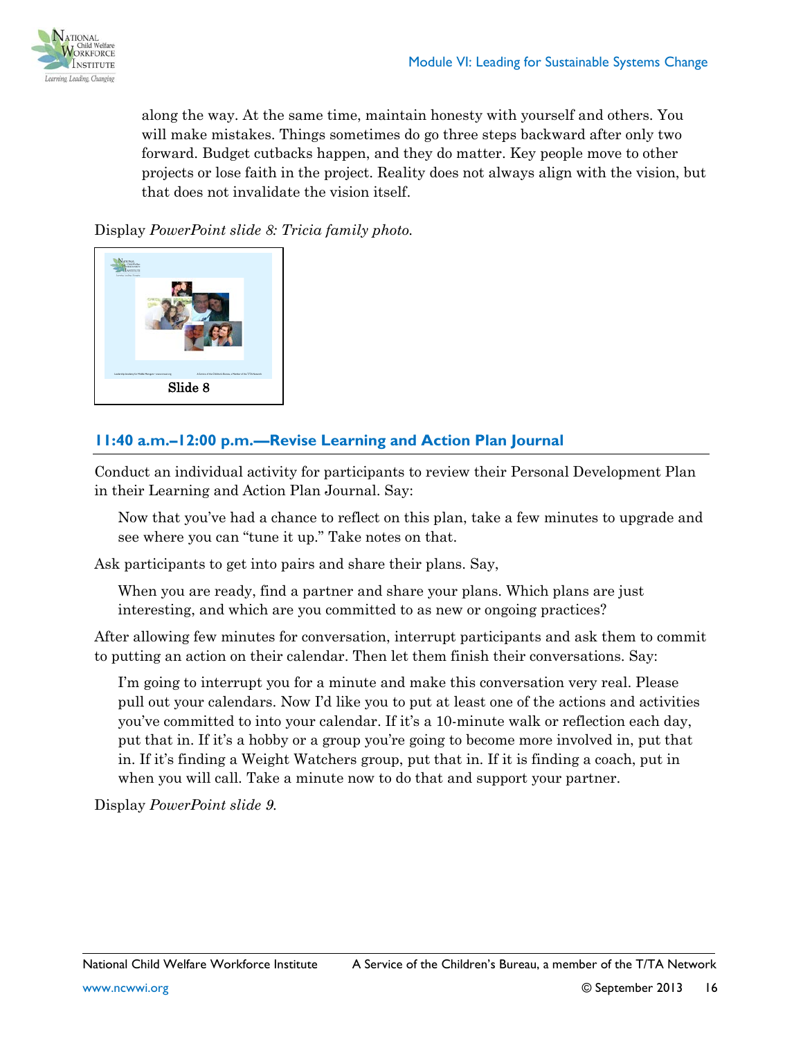along the way. At the same time, maintain honesty with yourself and others. You will make mistakes. Things sometimes do go three steps backward after only two forward. Budget cutbacks happen, and they do matter. Key people move to other projects or lose faith in the project. Reality does not always align with the vision, but that does not invalidate the vision itself.

Display *PowerPoint slide 8: Tricia family photo.*

Slide 8

## 11:40 a.m.–12:00 p.m.—Revise Learning and Action Plan Journal

Conduct an individual activity for participants to review their Personal Development Plan in their Learning and Action Plan Journal. Say:

> Now that you've had a chance to reflect on this plan, take a few minutes to upgrade and see where you can "tune it up." Take notes on that.

Ask participants to get into pairs and share their plans. Say,

> When you are ready, find a partner and share your plans. Which plans are just interesting, and which are you committed to as new or ongoing practices?

After allowing few minutes for conversation, interrupt participants and ask them to commit to putting an action on their calendar. Then let them finish their conversations. Say:

> I'm going to interrupt you for a minute and make this conversation very real. Please pull out your calendars. Now I'd like you to put at least one of the actions and activities you've committed to into your calendar. If it's a 10-minute walk or reflection each day, put that in. If it's a hobby or a group you're going to become more involved in, put that in. If it's finding a Weight Watchers group, put that in. If it is finding a coach, put in when you will call. Take a minute now to do that and support your partner.

Display *PowerPoint slide 9.*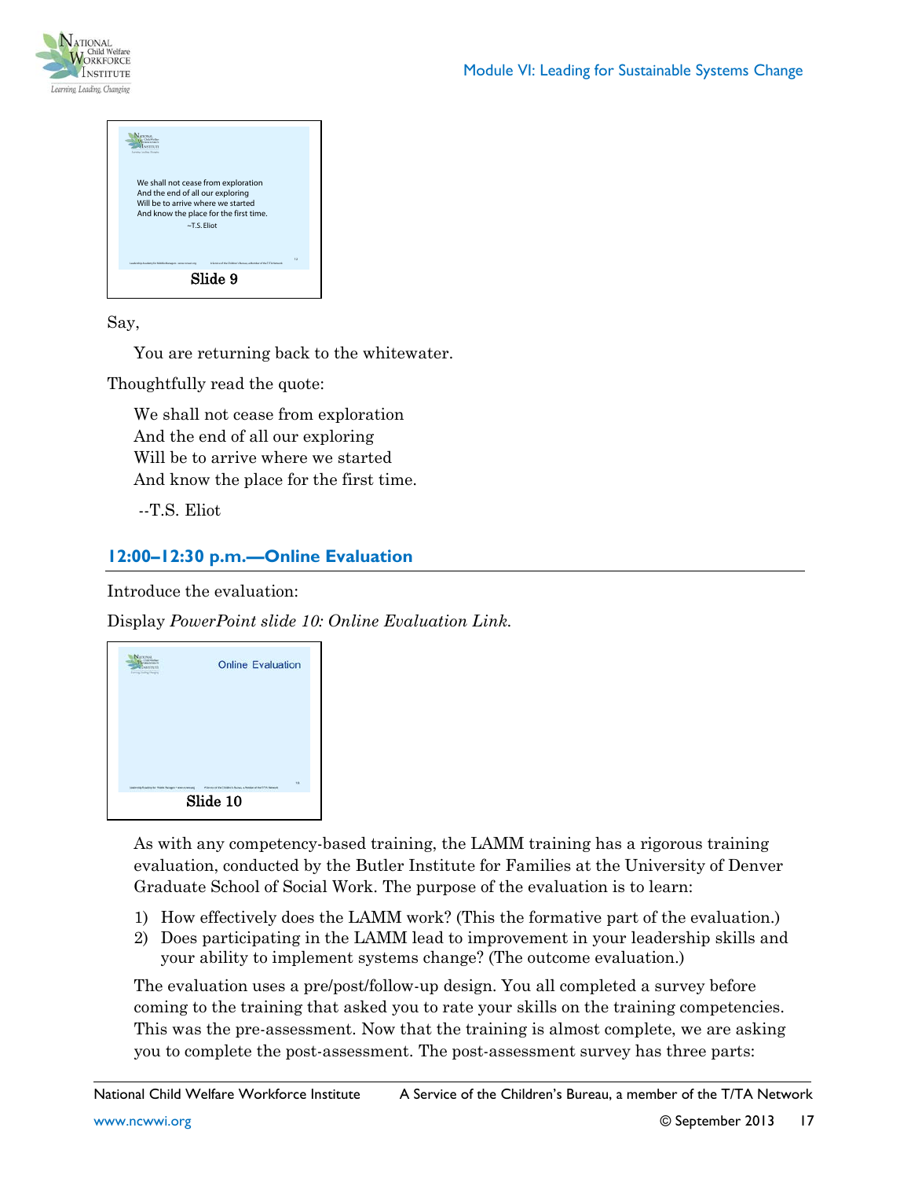Slide 9

Say,

> You are returning back to the whitewater.

Thoughtfully read the quote:

> We shall not cease from exploration
> And the end of all our exploring
> Will be to arrive where we started
> And know the place for the first time.
>
> --T.S. Eliot

## 12:00–12:30 p.m.—Online Evaluation

Introduce the evaluation:

Display *PowerPoint slide 10: Online Evaluation Link.*

Slide 10

> As with any competency-based training, the LAMM training has a rigorous training evaluation, conducted by the Butler Institute for Families at the University of Denver Graduate School of Social Work. The purpose of the evaluation is to learn:
>
> 1) How effectively does the LAMM work? (This the formative part of the evaluation.)
> 2) Does participating in the LAMM lead to improvement in your leadership skills and your ability to implement systems change? (The outcome evaluation.)
>
> The evaluation uses a pre/post/follow-up design. You all completed a survey before coming to the training that asked you to rate your skills on the training competencies. This was the pre-assessment. Now that the training is almost complete, we are asking you to complete the post-assessment. The post-assessment survey has three parts: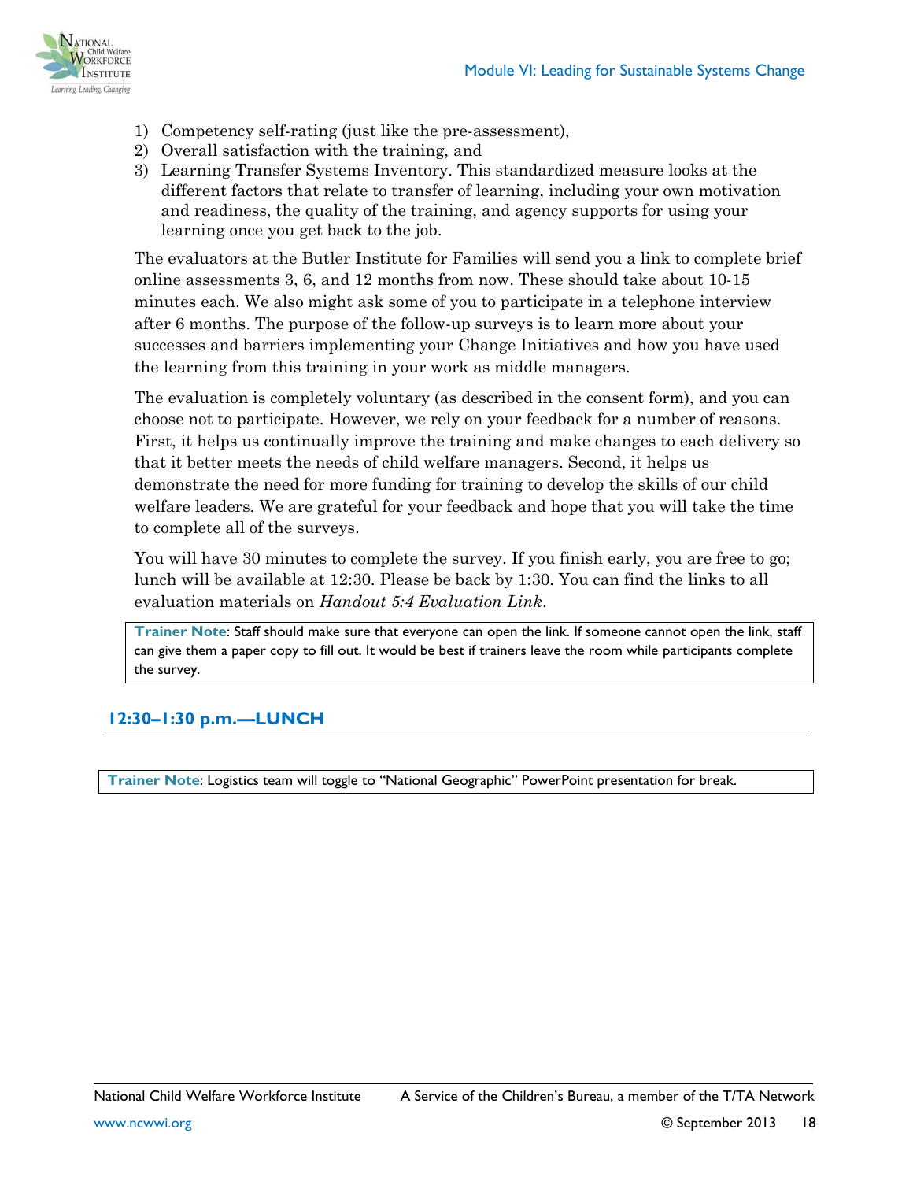1) Competency self-rating (just like the pre-assessment),
2) Overall satisfaction with the training, and
3) Learning Transfer Systems Inventory. This standardized measure looks at the different factors that relate to transfer of learning, including your own motivation and readiness, the quality of the training, and agency supports for using your learning once you get back to the job.

The evaluators at the Butler Institute for Families will send you a link to complete brief online assessments 3, 6, and 12 months from now. These should take about 10-15 minutes each. We also might ask some of you to participate in a telephone interview after 6 months. The purpose of the follow-up surveys is to learn more about your successes and barriers implementing your Change Initiatives and how you have used the learning from this training in your work as middle managers.

The evaluation is completely voluntary (as described in the consent form), and you can choose not to participate. However, we rely on your feedback for a number of reasons. First, it helps us continually improve the training and make changes to each delivery so that it better meets the needs of child welfare managers. Second, it helps us demonstrate the need for more funding for training to develop the skills of our child welfare leaders. We are grateful for your feedback and hope that you will take the time to complete all of the surveys.

You will have 30 minutes to complete the survey. If you finish early, you are free to go; lunch will be available at 12:30. Please be back by 1:30. You can find the links to all evaluation materials on *Handout 5:4 Evaluation Link*.

> **Trainer Note**: Staff should make sure that everyone can open the link. If someone cannot open the link, staff can give them a paper copy to fill out. It would be best if trainers leave the room while participants complete the survey.

## 12:30–1:30 p.m.—LUNCH

> **Trainer Note**: Logistics team will toggle to "National Geographic" PowerPoint presentation for break.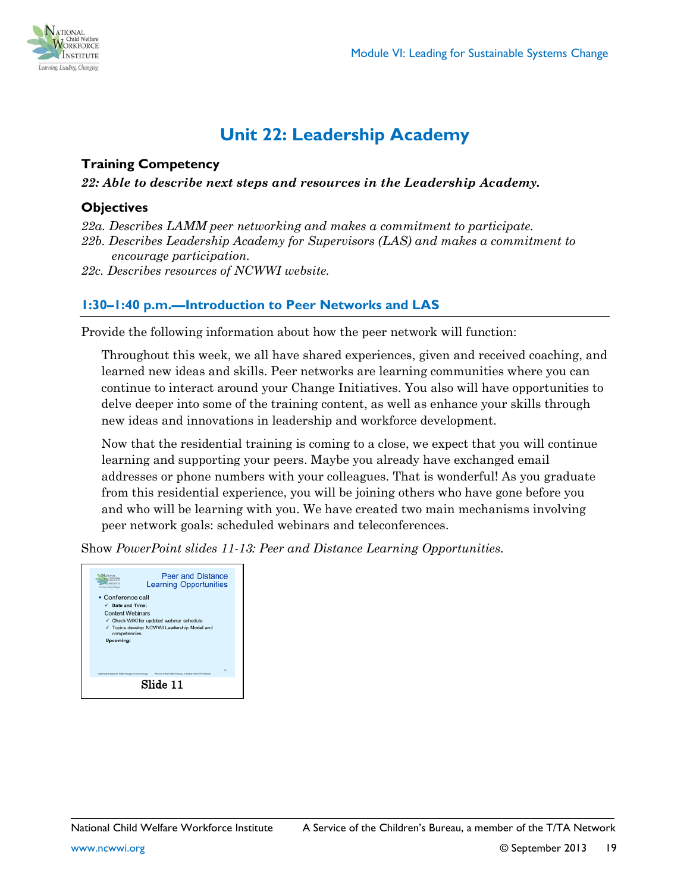# Unit 22: Leadership Academy

### Training Competency

***22: Able to describe next steps and resources in the Leadership Academy.***

### Objectives

*22a. Describes LAMM peer networking and makes a commitment to participate.*
*22b. Describes Leadership Academy for Supervisors (LAS) and makes a commitment to encourage participation.*
*22c. Describes resources of NCWWI website.*

### 1:30–1:40 p.m.—Introduction to Peer Networks and LAS

Provide the following information about how the peer network will function:

> Throughout this week, we all have shared experiences, given and received coaching, and learned new ideas and skills. Peer networks are learning communities where you can continue to interact around your Change Initiatives. You also will have opportunities to delve deeper into some of the training content, as well as enhance your skills through new ideas and innovations in leadership and workforce development.
>
> Now that the residential training is coming to a close, we expect that you will continue learning and supporting your peers. Maybe you already have exchanged email addresses or phone numbers with your colleagues. That is wonderful! As you graduate from this residential experience, you will be joining others who have gone before you and who will be learning with you. We have created two main mechanisms involving peer network goals: scheduled webinars and teleconferences.

Show *PowerPoint slides 11-13: Peer and Distance Learning Opportunities.*

Peer and Distance Learning Opportunities

- Conference call
  - ✓ Date and Time:
- Content Webinars
  - ✓ Check WIKI for updated webinar schedule
  - ✓ Topics develop NCWWI Leadership Model and competencies
- Upcoming:

Slide 11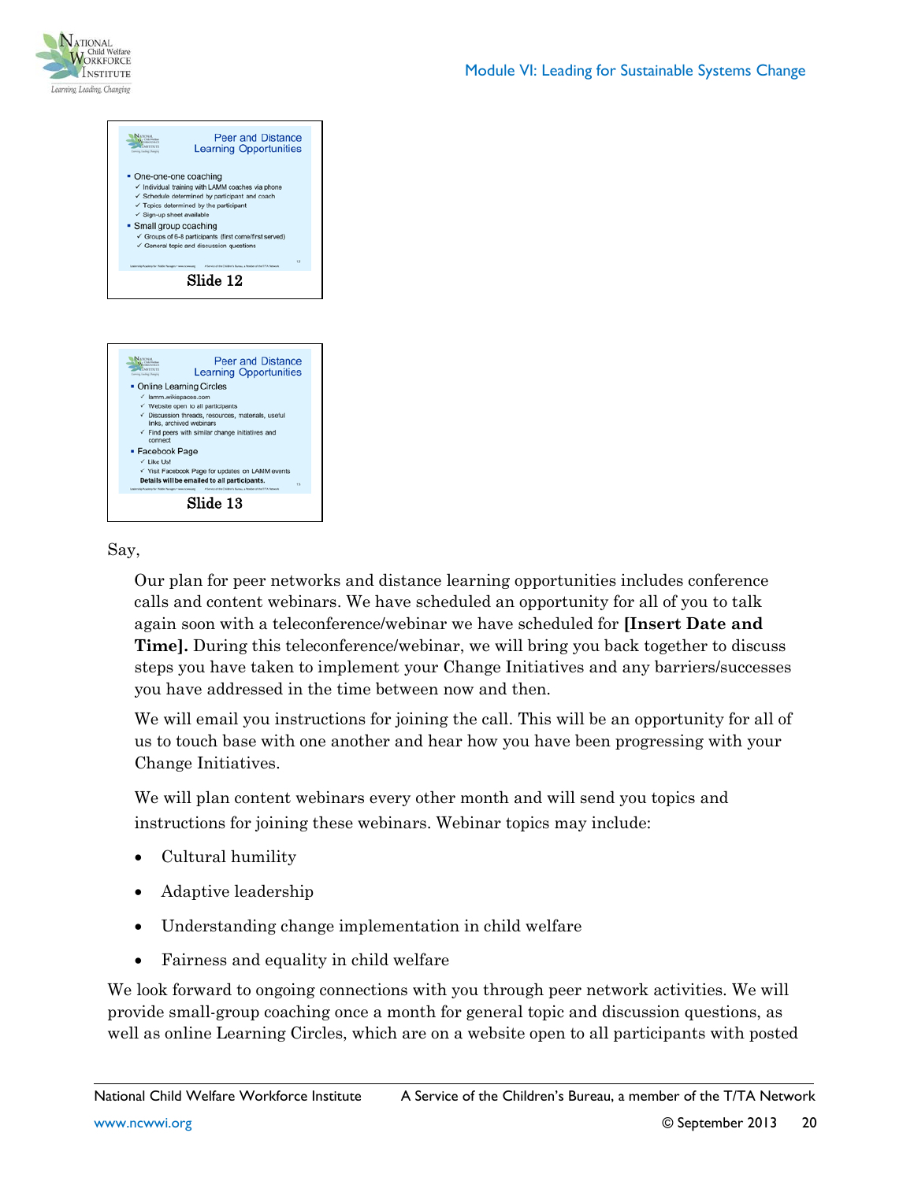**Peer and Distance Learning Opportunities**

- One-one-one coaching
  - ✓ Individual training with LAMM coaches via phone
  - ✓ Schedule determined by participant and coach
  - ✓ Topics determined by the participant
  - ✓ Sign-up sheet available
- Small group coaching
  - ✓ Groups of 6-8 participants (first come/first served)
  - ✓ General topic and discussion questions

Slide 12

**Peer and Distance Learning Opportunities**

- Online Learning Circles
  - ✓ lamm.wikispaces.com
  - ✓ Website open to all participants
  - ✓ Discussion threads, resources, materials, useful links, archived webinars
  - ✓ Find peers with similar change initiatives and connect
- Facebook Page
  - ✓ Like Us!
  - ✓ Visit Facebook Page for updates on LAMM events

**Details will be emailed to all participants.**

Slide 13

Say,

> Our plan for peer networks and distance learning opportunities includes conference calls and content webinars. We have scheduled an opportunity for all of you to talk again soon with a teleconference/webinar we have scheduled for **[Insert Date and Time].** During this teleconference/webinar, we will bring you back together to discuss steps you have taken to implement your Change Initiatives and any barriers/successes you have addressed in the time between now and then.
>
> We will email you instructions for joining the call. This will be an opportunity for all of us to touch base with one another and hear how you have been progressing with your Change Initiatives.
>
> We will plan content webinars every other month and will send you topics and instructions for joining these webinars. Webinar topics may include:
>
> - Cultural humility
> - Adaptive leadership
> - Understanding change implementation in child welfare
> - Fairness and equality in child welfare

We look forward to ongoing connections with you through peer network activities. We will provide small-group coaching once a month for general topic and discussion questions, as well as online Learning Circles, which are on a website open to all participants with posted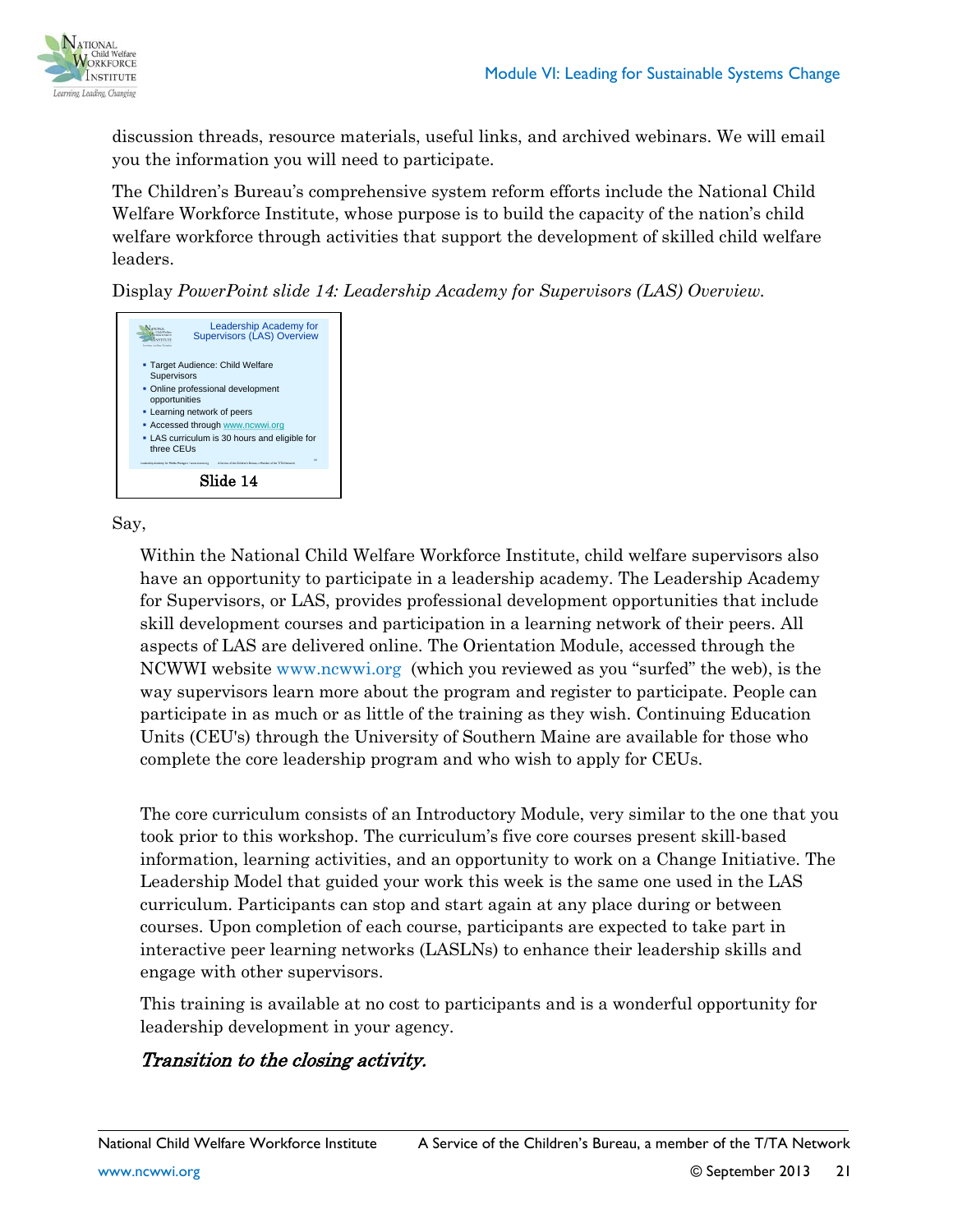discussion threads, resource materials, useful links, and archived webinars. We will email you the information you will need to participate.

The Children's Bureau's comprehensive system reform efforts include the National Child Welfare Workforce Institute, whose purpose is to build the capacity of the nation's child welfare workforce through activities that support the development of skilled child welfare leaders.

Display *PowerPoint slide 14: Leadership Academy for Supervisors (LAS) Overview.*

Leadership Academy for Supervisors (LAS) Overview

- Target Audience: Child Welfare Supervisors
- Online professional development opportunities
- Learning network of peers
- Accessed through www.ncwwi.org
- LAS curriculum is 30 hours and eligible for three CEUs

Slide 14

Say,

> Within the National Child Welfare Workforce Institute, child welfare supervisors also have an opportunity to participate in a leadership academy. The Leadership Academy for Supervisors, or LAS, provides professional development opportunities that include skill development courses and participation in a learning network of their peers. All aspects of LAS are delivered online. The Orientation Module, accessed through the NCWWI website www.ncwwi.org (which you reviewed as you "surfed" the web), is the way supervisors learn more about the program and register to participate. People can participate in as much or as little of the training as they wish. Continuing Education Units (CEU's) through the University of Southern Maine are available for those who complete the core leadership program and who wish to apply for CEUs.
>
> The core curriculum consists of an Introductory Module, very similar to the one that you took prior to this workshop. The curriculum's five core courses present skill-based information, learning activities, and an opportunity to work on a Change Initiative. The Leadership Model that guided your work this week is the same one used in the LAS curriculum. Participants can stop and start again at any place during or between courses. Upon completion of each course, participants are expected to take part in interactive peer learning networks (LASLNs) to enhance their leadership skills and engage with other supervisors.
>
> This training is available at no cost to participants and is a wonderful opportunity for leadership development in your agency.

*Transition to the closing activity.*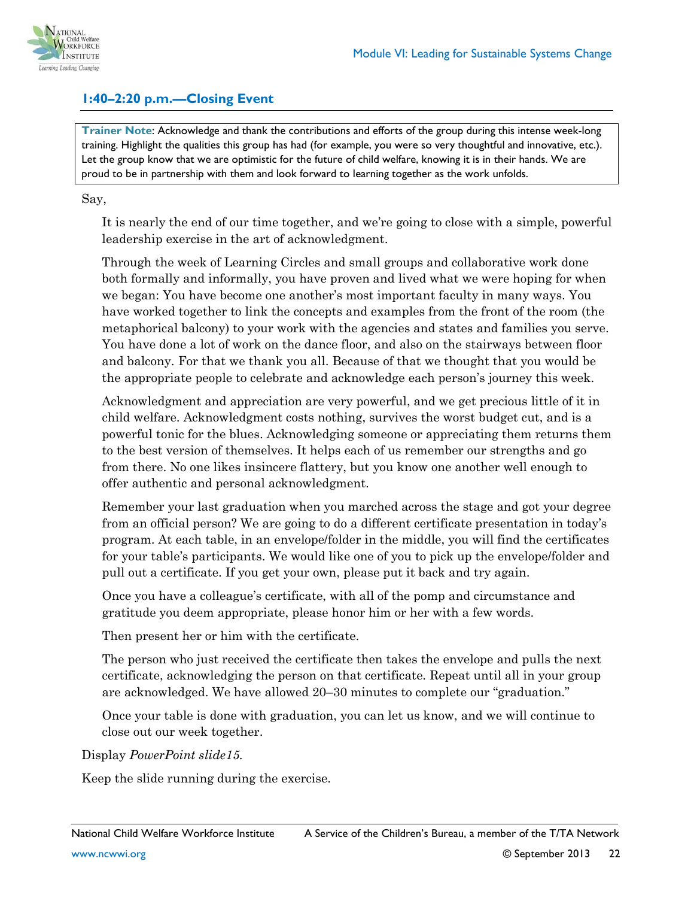## 1:40–2:20 p.m.—Closing Event

**Trainer Note**: Acknowledge and thank the contributions and efforts of the group during this intense week-long training. Highlight the qualities this group has had (for example, you were so very thoughtful and innovative, etc.). Let the group know that we are optimistic for the future of child welfare, knowing it is in their hands. We are proud to be in partnership with them and look forward to learning together as the work unfolds.

Say,

> It is nearly the end of our time together, and we're going to close with a simple, powerful leadership exercise in the art of acknowledgment.
>
> Through the week of Learning Circles and small groups and collaborative work done both formally and informally, you have proven and lived what we were hoping for when we began: You have become one another's most important faculty in many ways. You have worked together to link the concepts and examples from the front of the room (the metaphorical balcony) to your work with the agencies and states and families you serve. You have done a lot of work on the dance floor, and also on the stairways between floor and balcony. For that we thank you all. Because of that we thought that you would be the appropriate people to celebrate and acknowledge each person's journey this week.
>
> Acknowledgment and appreciation are very powerful, and we get precious little of it in child welfare. Acknowledgment costs nothing, survives the worst budget cut, and is a powerful tonic for the blues. Acknowledging someone or appreciating them returns them to the best version of themselves. It helps each of us remember our strengths and go from there. No one likes insincere flattery, but you know one another well enough to offer authentic and personal acknowledgment.
>
> Remember your last graduation when you marched across the stage and got your degree from an official person? We are going to do a different certificate presentation in today's program. At each table, in an envelope/folder in the middle, you will find the certificates for your table's participants. We would like one of you to pick up the envelope/folder and pull out a certificate. If you get your own, please put it back and try again.
>
> Once you have a colleague's certificate, with all of the pomp and circumstance and gratitude you deem appropriate, please honor him or her with a few words.
>
> Then present her or him with the certificate.
>
> The person who just received the certificate then takes the envelope and pulls the next certificate, acknowledging the person on that certificate. Repeat until all in your group are acknowledged. We have allowed 20–30 minutes to complete our "graduation."
>
> Once your table is done with graduation, you can let us know, and we will continue to close out our week together.

Display *PowerPoint slide15.*

Keep the slide running during the exercise.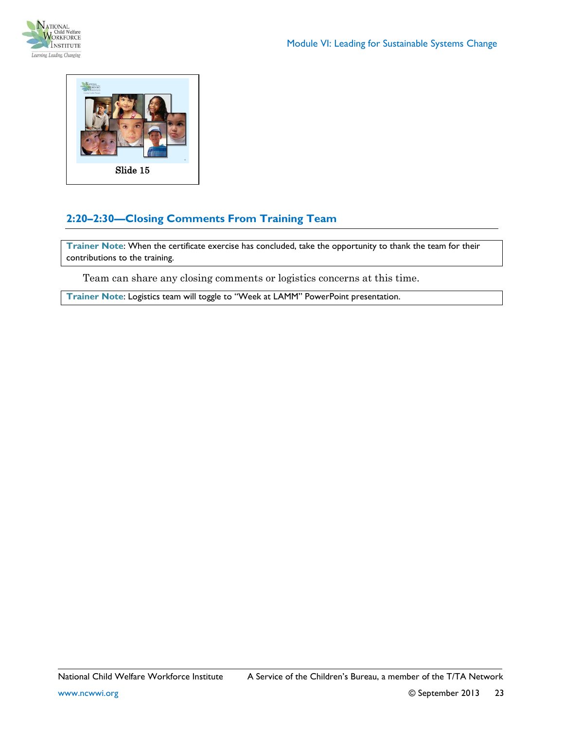Slide 15

## 2:20–2:30—Closing Comments From Training Team

**Trainer Note**: When the certificate exercise has concluded, take the opportunity to thank the team for their contributions to the training.

Team can share any closing comments or logistics concerns at this time.

**Trainer Note**: Logistics team will toggle to "Week at LAMM" PowerPoint presentation.